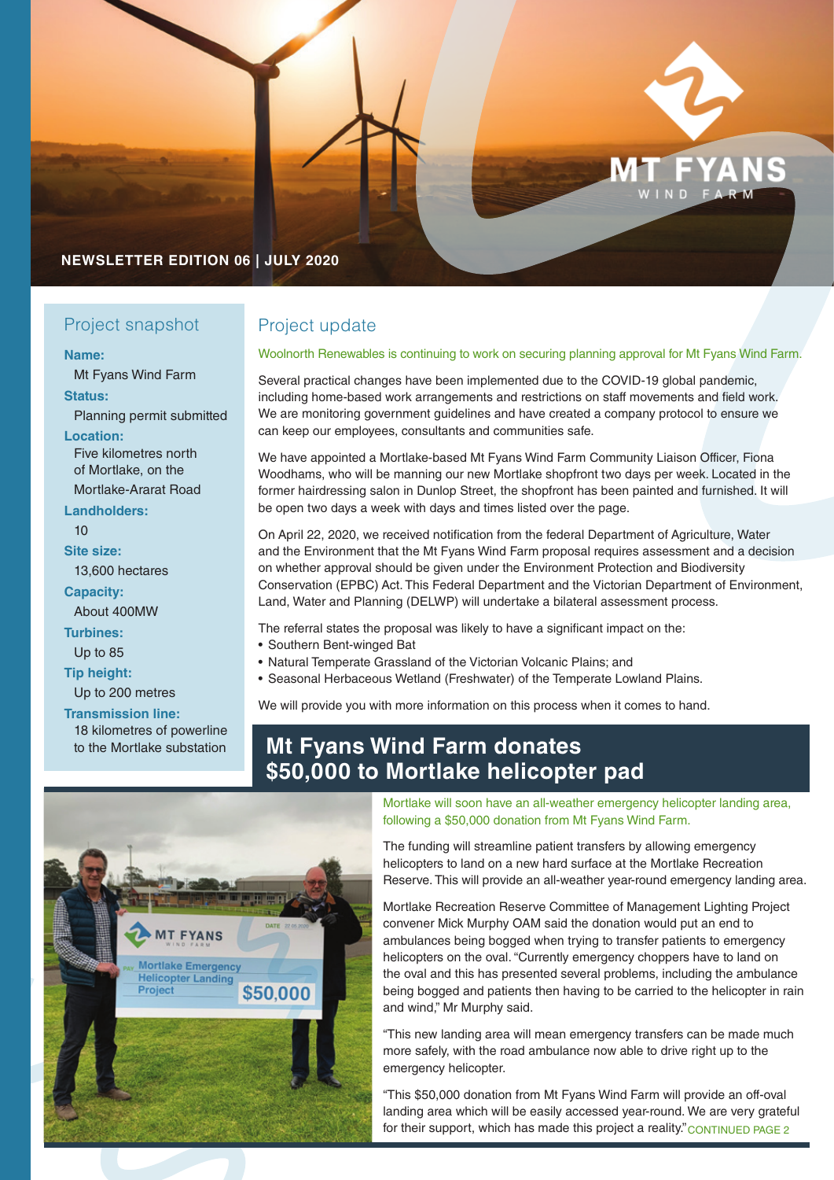# MT FYANS WIND FARM

**NEWSLETTER EDITION 06 | JULY 2020**

## Project snapshot

**Name:**
Mt Fyans Wind Farm

**Status:**
Planning permit submitted

**Location:**
Five kilometres north of Mortlake, on the Mortlake-Ararat Road

**Landholders:**
10

**Site size:**
13,600 hectares

**Capacity:**
About 400MW

**Turbines:**
Up to 85

**Tip height:**
Up to 200 metres

**Transmission line:**
18 kilometres of powerline to the Mortlake substation

## Project update

Woolnorth Renewables is continuing to work on securing planning approval for Mt Fyans Wind Farm.

Several practical changes have been implemented due to the COVID-19 global pandemic, including home-based work arrangements and restrictions on staff movements and field work. We are monitoring government guidelines and have created a company protocol to ensure we can keep our employees, consultants and communities safe.

We have appointed a Mortlake-based Mt Fyans Wind Farm Community Liaison Officer, Fiona Woodhams, who will be manning our new Mortlake shopfront two days per week. Located in the former hairdressing salon in Dunlop Street, the shopfront has been painted and furnished. It will be open two days a week with days and times listed over the page.

On April 22, 2020, we received notification from the federal Department of Agriculture, Water and the Environment that the Mt Fyans Wind Farm proposal requires assessment and a decision on whether approval should be given under the Environment Protection and Biodiversity Conservation (EPBC) Act. This Federal Department and the Victorian Department of Environment, Land, Water and Planning (DELWP) will undertake a bilateral assessment process.

The referral states the proposal was likely to have a significant impact on the:

- Southern Bent-winged Bat
- Natural Temperate Grassland of the Victorian Volcanic Plains; and
- Seasonal Herbaceous Wetland (Freshwater) of the Temperate Lowland Plains.

We will provide you with more information on this process when it comes to hand.

## Mt Fyans Wind Farm donates $50,000 to Mortlake helicopter pad

Mortlake will soon have an all-weather emergency helicopter landing area, following a $50,000 donation from Mt Fyans Wind Farm.

The funding will streamline patient transfers by allowing emergency helicopters to land on a new hard surface at the Mortlake Recreation Reserve. This will provide an all-weather year-round emergency landing area.

Mortlake Recreation Reserve Committee of Management Lighting Project convener Mick Murphy OAM said the donation would put an end to ambulances being bogged when trying to transfer patients to emergency helicopters on the oval. "Currently emergency choppers have to land on the oval and this has presented several problems, including the ambulance being bogged and patients then having to be carried to the helicopter in rain and wind," Mr Murphy said.

"This new landing area will mean emergency transfers can be made much more safely, with the road ambulance now able to drive right up to the emergency helicopter.

"This $50,000 donation from Mt Fyans Wind Farm will provide an off-oval landing area which will be easily accessed year-round. We are very grateful for their support, which has made this project a reality." CONTINUED PAGE 2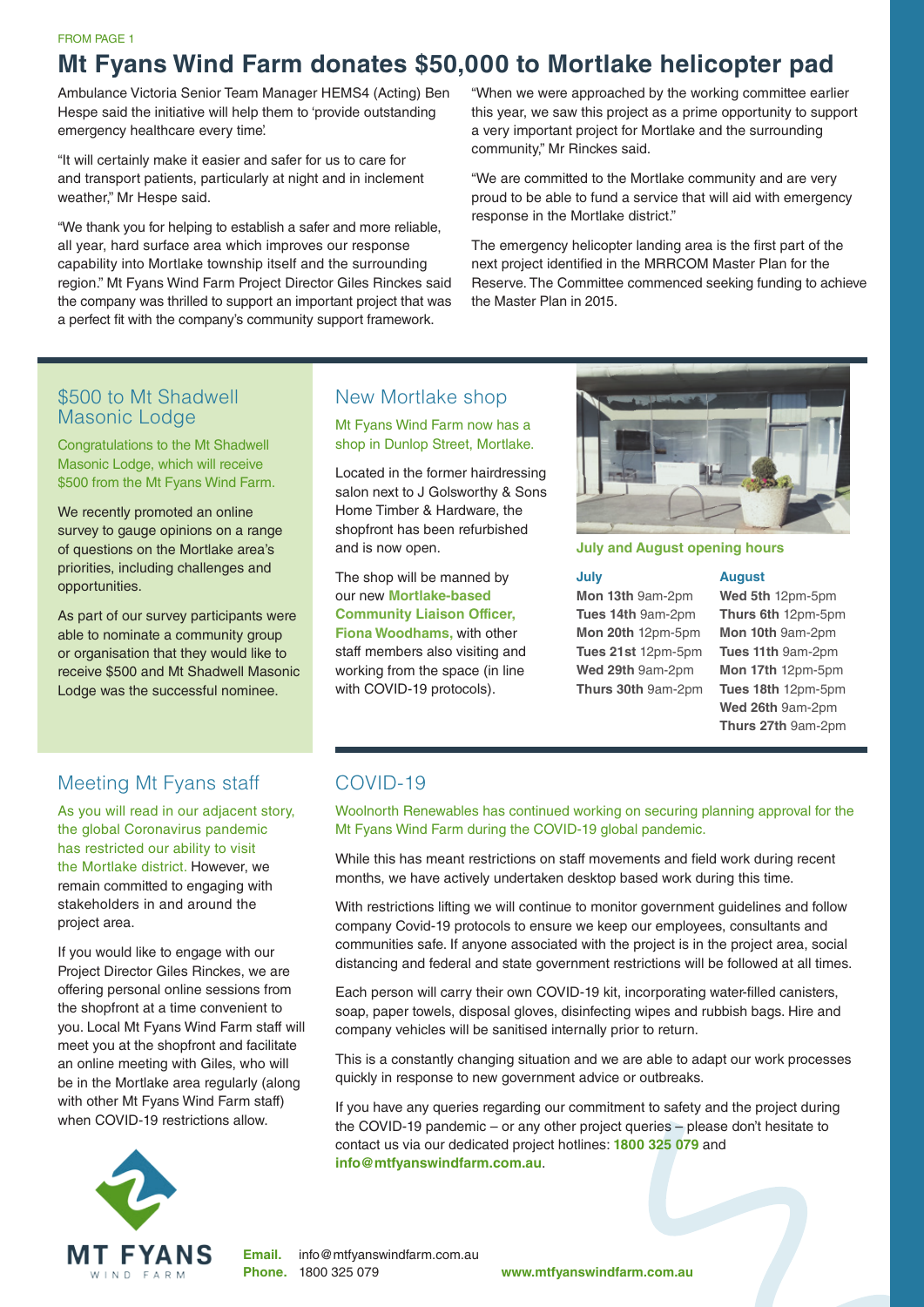FROM PAGE 1

# Mt Fyans Wind Farm donates $50,000 to Mortlake helicopter pad

Ambulance Victoria Senior Team Manager HEMS4 (Acting) Ben Hespe said the initiative will help them to 'provide outstanding emergency healthcare every time'.

"It will certainly make it easier and safer for us to care for and transport patients, particularly at night and in inclement weather," Mr Hespe said.

"We thank you for helping to establish a safer and more reliable, all year, hard surface area which improves our response capability into Mortlake township itself and the surrounding region." Mt Fyans Wind Farm Project Director Giles Rinckes said the company was thrilled to support an important project that was a perfect fit with the company's community support framework.

"When we were approached by the working committee earlier this year, we saw this project as a prime opportunity to support a very important project for Mortlake and the surrounding community," Mr Rinckes said.

"We are committed to the Mortlake community and are very proud to be able to fund a service that will aid with emergency response in the Mortlake district."

The emergency helicopter landing area is the first part of the next project identified in the MRRCOM Master Plan for the Reserve. The Committee commenced seeking funding to achieve the Master Plan in 2015.

## $500 to Mt Shadwell Masonic Lodge

Congratulations to the Mt Shadwell Masonic Lodge, which will receive $500 from the Mt Fyans Wind Farm.

We recently promoted an online survey to gauge opinions on a range of questions on the Mortlake area's priorities, including challenges and opportunities.

As part of our survey participants were able to nominate a community group or organisation that they would like to receive $500 and Mt Shadwell Masonic Lodge was the successful nominee.

## New Mortlake shop

Mt Fyans Wind Farm now has a shop in Dunlop Street, Mortlake.

Located in the former hairdressing salon next to J Golsworthy & Sons Home Timber & Hardware, the shopfront has been refurbished and is now open.

The shop will be manned by our new **Mortlake-based Community Liaison Officer, Fiona Woodhams,** with other staff members also visiting and working from the space (in line with COVID-19 protocols).

**July and August opening hours**

| July | August |
|---|---|
| **Mon 13th** 9am-2pm | **Wed 5th** 12pm-5pm |
| **Tues 14th** 9am-2pm | **Thurs 6th** 12pm-5pm |
| **Mon 20th** 12pm-5pm | **Mon 10th** 9am-2pm |
| **Tues 21st** 12pm-5pm | **Tues 11th** 9am-2pm |
| **Wed 29th** 9am-2pm | **Mon 17th** 12pm-5pm |
| **Thurs 30th** 9am-2pm | **Tues 18th** 12pm-5pm |
| | **Wed 26th** 9am-2pm |
| | **Thurs 27th** 9am-2pm |

## Meeting Mt Fyans staff

As you will read in our adjacent story, the global Coronavirus pandemic has restricted our ability to visit the Mortlake district. However, we remain committed to engaging with stakeholders in and around the project area.

If you would like to engage with our Project Director Giles Rinckes, we are offering personal online sessions from the shopfront at a time convenient to you. Local Mt Fyans Wind Farm staff will meet you at the shopfront and facilitate an online meeting with Giles, who will be in the Mortlake area regularly (along with other Mt Fyans Wind Farm staff) when COVID-19 restrictions allow.

## COVID-19

Woolnorth Renewables has continued working on securing planning approval for the Mt Fyans Wind Farm during the COVID-19 global pandemic.

While this has meant restrictions on staff movements and field work during recent months, we have actively undertaken desktop based work during this time.

With restrictions lifting we will continue to monitor government guidelines and follow company Covid-19 protocols to ensure we keep our employees, consultants and communities safe. If anyone associated with the project is in the project area, social distancing and federal and state government restrictions will be followed at all times.

Each person will carry their own COVID-19 kit, incorporating water-filled canisters, soap, paper towels, disposal gloves, disinfecting wipes and rubbish bags. Hire and company vehicles will be sanitised internally prior to return.

This is a constantly changing situation and we are able to adapt our work processes quickly in response to new government advice or outbreaks.

If you have any queries regarding our commitment to safety and the project during the COVID-19 pandemic – or any other project queries – please don't hesitate to contact us via our dedicated project hotlines: **1800 325 079** and **info@mtfyanswindfarm.com.au**.

MT FYANS WIND FARM

**Email.** info@mtfyanswindfarm.com.au
**Phone.** 1800 325 079

**www.mtfyanswindfarm.com.au**